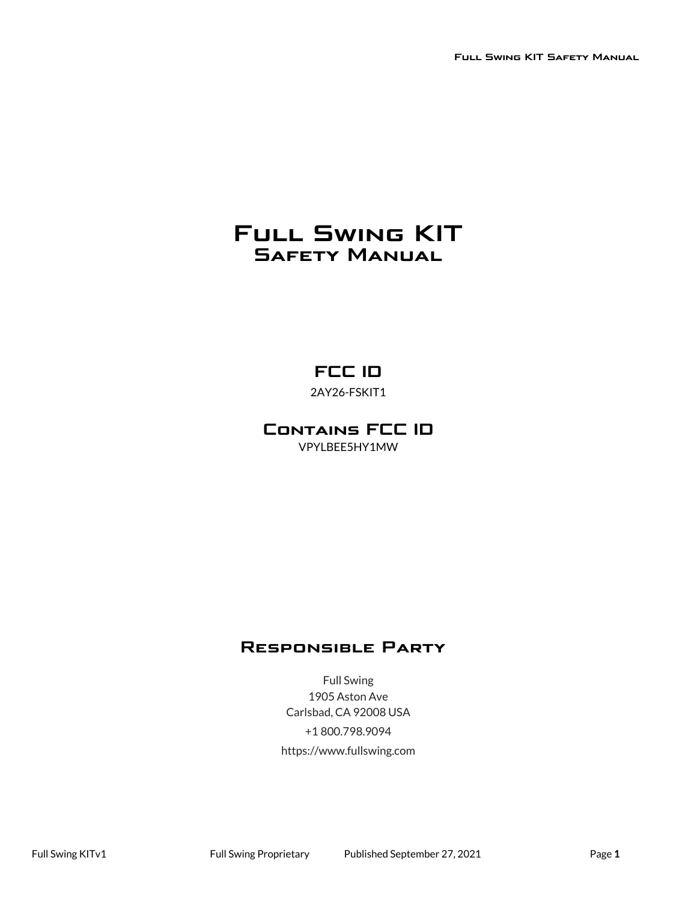# Full Swing KIT
## Safety Manual

## FCC ID

2AY26-FSKIT1

## Contains FCC ID

VPYLBEE5HY1MW

## Responsible Party

Full Swing
1905 Aston Ave
Carlsbad, CA 92008 USA

+1 800.798.9094

https://www.fullswing.com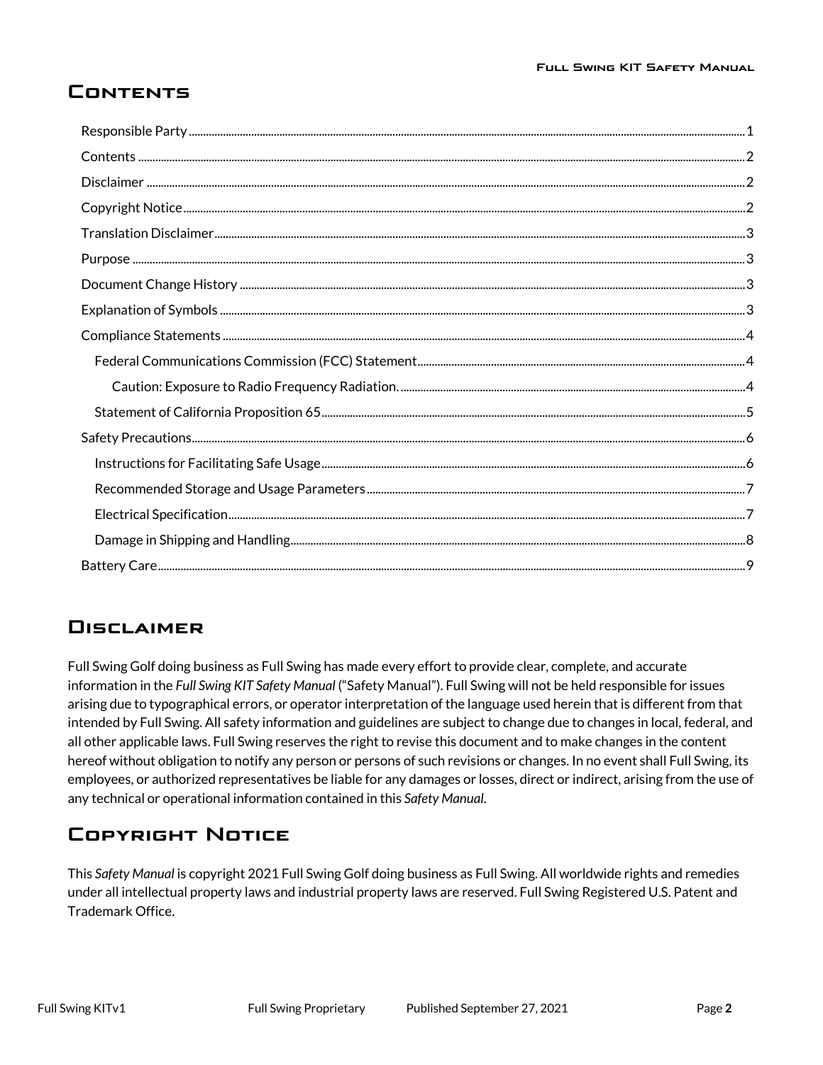# Contents

- Responsible Party ... 1
- Contents ... 2
- Disclaimer ... 2
- Copyright Notice ... 2
- Translation Disclaimer ... 3
- Purpose ... 3
- Document Change History ... 3
- Explanation of Symbols ... 3
- Compliance Statements ... 4
  - Federal Communications Commission (FCC) Statement ... 4
    - Caution: Exposure to Radio Frequency Radiation. ... 4
  - Statement of California Proposition 65 ... 5
- Safety Precautions ... 6
  - Instructions for Facilitating Safe Usage ... 6
  - Recommended Storage and Usage Parameters ... 7
  - Electrical Specification ... 7
  - Damage in Shipping and Handling ... 8
- Battery Care ... 9

# Disclaimer

Full Swing Golf doing business as Full Swing has made every effort to provide clear, complete, and accurate information in the *Full Swing KIT Safety Manual* ("Safety Manual"). Full Swing will not be held responsible for issues arising due to typographical errors, or operator interpretation of the language used herein that is different from that intended by Full Swing. All safety information and guidelines are subject to change due to changes in local, federal, and all other applicable laws. Full Swing reserves the right to revise this document and to make changes in the content hereof without obligation to notify any person or persons of such revisions or changes. In no event shall Full Swing, its employees, or authorized representatives be liable for any damages or losses, direct or indirect, arising from the use of any technical or operational information contained in this *Safety Manual*.

# Copyright Notice

This *Safety Manual* is copyright 2021 Full Swing Golf doing business as Full Swing. All worldwide rights and remedies under all intellectual property laws and industrial property laws are reserved. Full Swing Registered U.S. Patent and Trademark Office.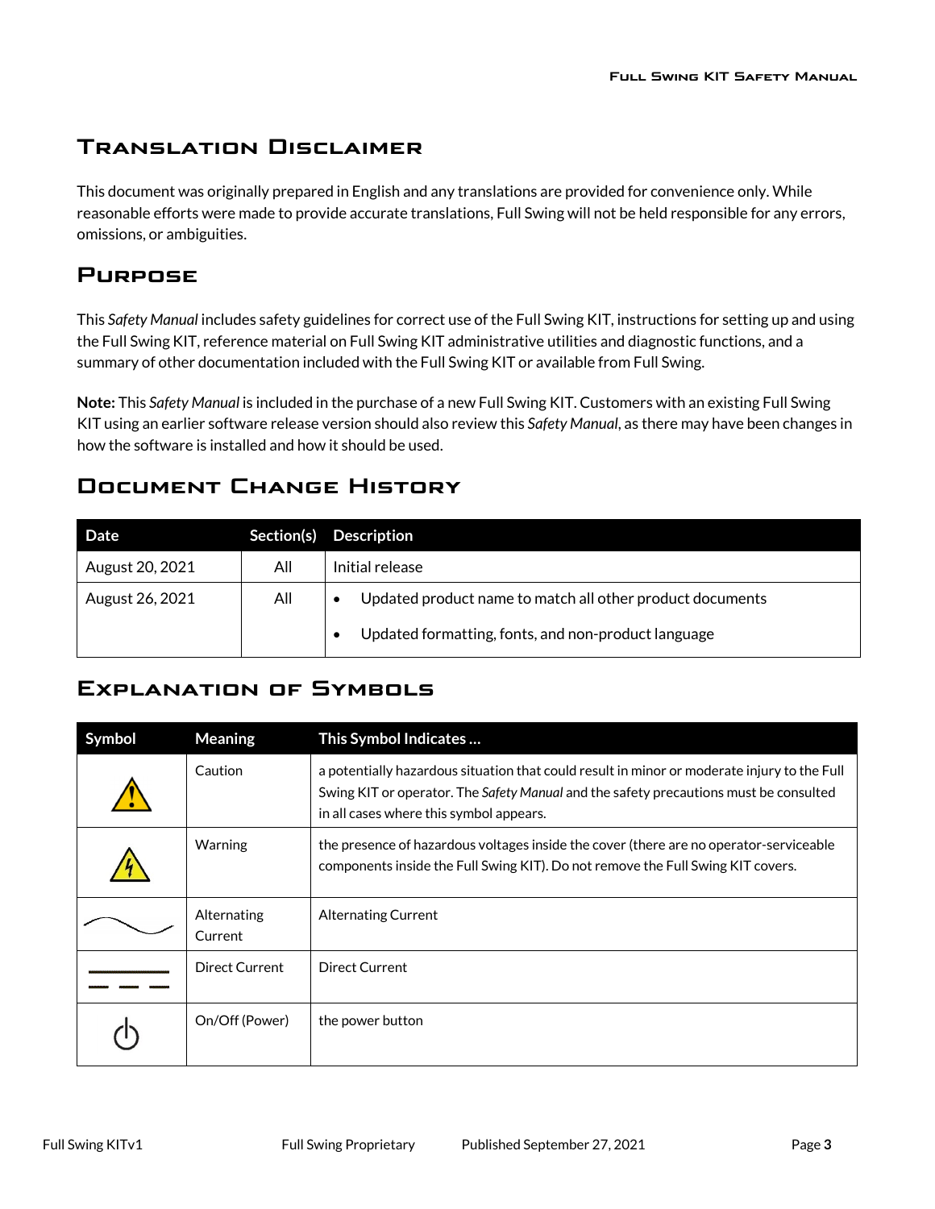# Translation Disclaimer

This document was originally prepared in English and any translations are provided for convenience only. While reasonable efforts were made to provide accurate translations, Full Swing will not be held responsible for any errors, omissions, or ambiguities.

# Purpose

This *Safety Manual* includes safety guidelines for correct use of the Full Swing KIT, instructions for setting up and using the Full Swing KIT, reference material on Full Swing KIT administrative utilities and diagnostic functions, and a summary of other documentation included with the Full Swing KIT or available from Full Swing.

**Note:** This *Safety Manual* is included in the purchase of a new Full Swing KIT. Customers with an existing Full Swing KIT using an earlier software release version should also review this *Safety Manual*, as there may have been changes in how the software is installed and how it should be used.

# Document Change History

| Date | Section(s) | Description |
|---|---|---|
| August 20, 2021 | All | Initial release |
| August 26, 2021 | All | • Updated product name to match all other product documents<br>• Updated formatting, fonts, and non-product language |

# Explanation of Symbols

| Symbol | Meaning | This Symbol Indicates … |
|---|---|---|
| ⚠ | Caution | a potentially hazardous situation that could result in minor or moderate injury to the Full Swing KIT or operator. The *Safety Manual* and the safety precautions must be consulted in all cases where this symbol appears. |
| ⚡ | Warning | the presence of hazardous voltages inside the cover (there are no operator-serviceable components inside the Full Swing KIT). Do not remove the Full Swing KIT covers. |
| ∼ | Alternating Current | Alternating Current |
| ⎓ | Direct Current | Direct Current |
| ⏻ | On/Off (Power) | the power button |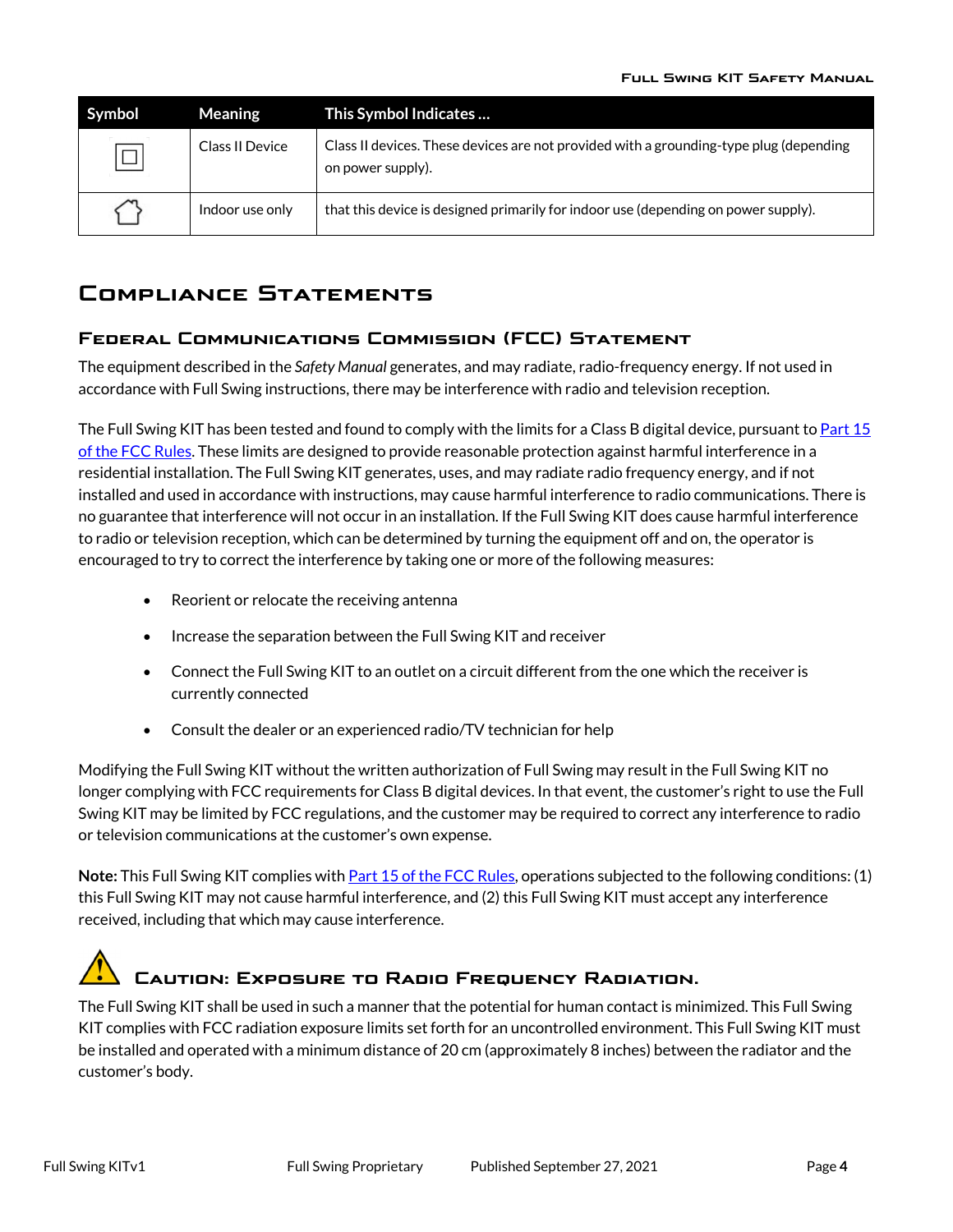| Symbol | Meaning | This Symbol Indicates … |
| --- | --- | --- |
| | Class II Device | Class II devices. These devices are not provided with a grounding-type plug (depending on power supply). |
| | Indoor use only | that this device is designed primarily for indoor use (depending on power supply). |

## Compliance Statements

### Federal Communications Commission (FCC) Statement

The equipment described in the *Safety Manual* generates, and may radiate, radio-frequency energy. If not used in accordance with Full Swing instructions, there may be interference with radio and television reception.

The Full Swing KIT has been tested and found to comply with the limits for a Class B digital device, pursuant to Part 15 of the FCC Rules. These limits are designed to provide reasonable protection against harmful interference in a residential installation. The Full Swing KIT generates, uses, and may radiate radio frequency energy, and if not installed and used in accordance with instructions, may cause harmful interference to radio communications. There is no guarantee that interference will not occur in an installation. If the Full Swing KIT does cause harmful interference to radio or television reception, which can be determined by turning the equipment off and on, the operator is encouraged to try to correct the interference by taking one or more of the following measures:

- Reorient or relocate the receiving antenna
- Increase the separation between the Full Swing KIT and receiver
- Connect the Full Swing KIT to an outlet on a circuit different from the one which the receiver is currently connected
- Consult the dealer or an experienced radio/TV technician for help

Modifying the Full Swing KIT without the written authorization of Full Swing may result in the Full Swing KIT no longer complying with FCC requirements for Class B digital devices. In that event, the customer's right to use the Full Swing KIT may be limited by FCC regulations, and the customer may be required to correct any interference to radio or television communications at the customer's own expense.

**Note:** This Full Swing KIT complies with Part 15 of the FCC Rules, operations subjected to the following conditions: (1) this Full Swing KIT may not cause harmful interference, and (2) this Full Swing KIT must accept any interference received, including that which may cause interference.

### Caution: Exposure to Radio Frequency Radiation.

The Full Swing KIT shall be used in such a manner that the potential for human contact is minimized. This Full Swing KIT complies with FCC radiation exposure limits set forth for an uncontrolled environment. This Full Swing KIT must be installed and operated with a minimum distance of 20 cm (approximately 8 inches) between the radiator and the customer's body.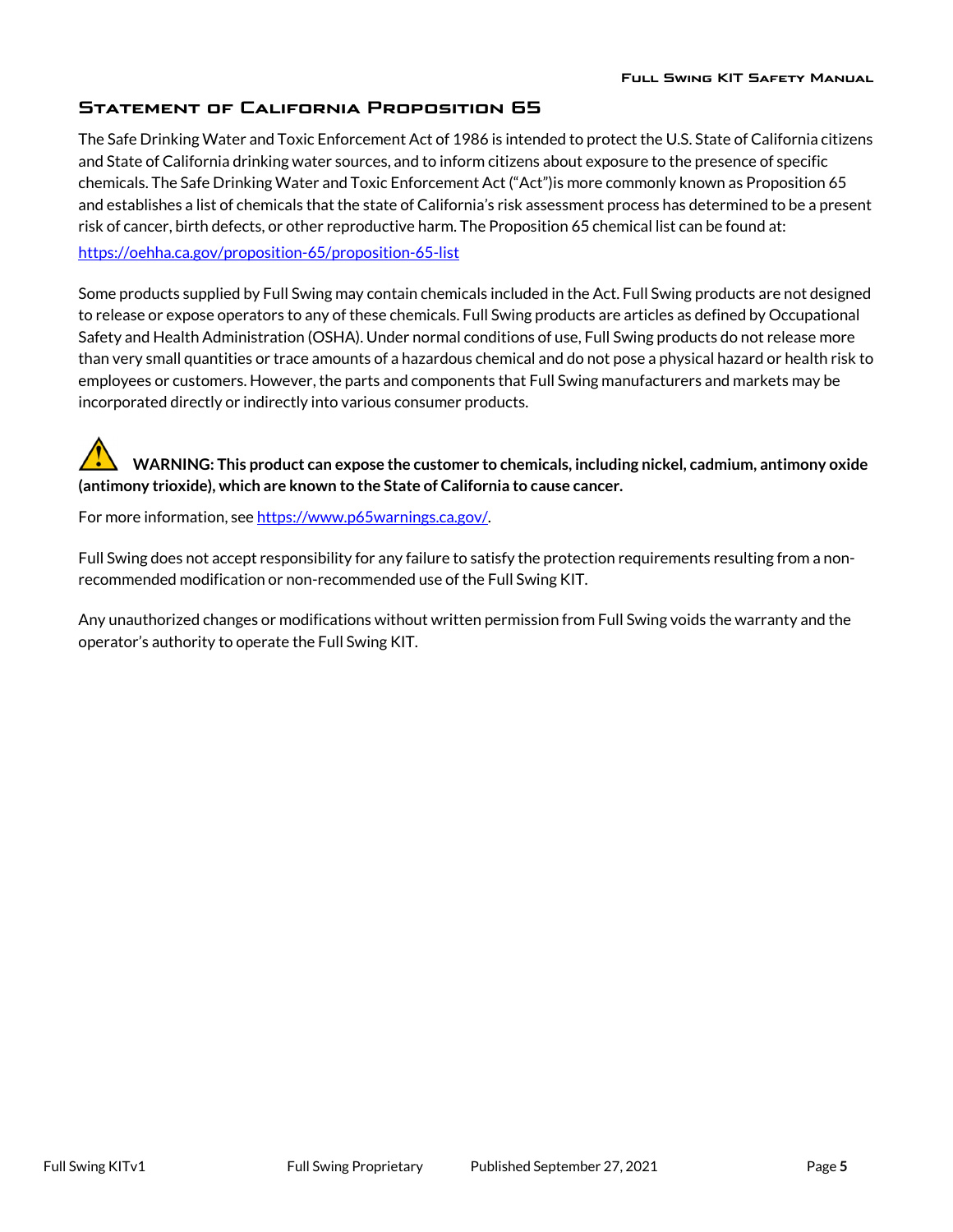## Statement of California Proposition 65

The Safe Drinking Water and Toxic Enforcement Act of 1986 is intended to protect the U.S. State of California citizens and State of California drinking water sources, and to inform citizens about exposure to the presence of specific chemicals. The Safe Drinking Water and Toxic Enforcement Act ("Act")is more commonly known as Proposition 65 and establishes a list of chemicals that the state of California's risk assessment process has determined to be a present risk of cancer, birth defects, or other reproductive harm. The Proposition 65 chemical list can be found at:

https://oehha.ca.gov/proposition-65/proposition-65-list

Some products supplied by Full Swing may contain chemicals included in the Act. Full Swing products are not designed to release or expose operators to any of these chemicals. Full Swing products are articles as defined by Occupational Safety and Health Administration (OSHA). Under normal conditions of use, Full Swing products do not release more than very small quantities or trace amounts of a hazardous chemical and do not pose a physical hazard or health risk to employees or customers. However, the parts and components that Full Swing manufacturers and markets may be incorporated directly or indirectly into various consumer products.

⚠ **WARNING: This product can expose the customer to chemicals, including nickel, cadmium, antimony oxide (antimony trioxide), which are known to the State of California to cause cancer.**

For more information, see https://www.p65warnings.ca.gov/.

Full Swing does not accept responsibility for any failure to satisfy the protection requirements resulting from a non-recommended modification or non-recommended use of the Full Swing KIT.

Any unauthorized changes or modifications without written permission from Full Swing voids the warranty and the operator's authority to operate the Full Swing KIT.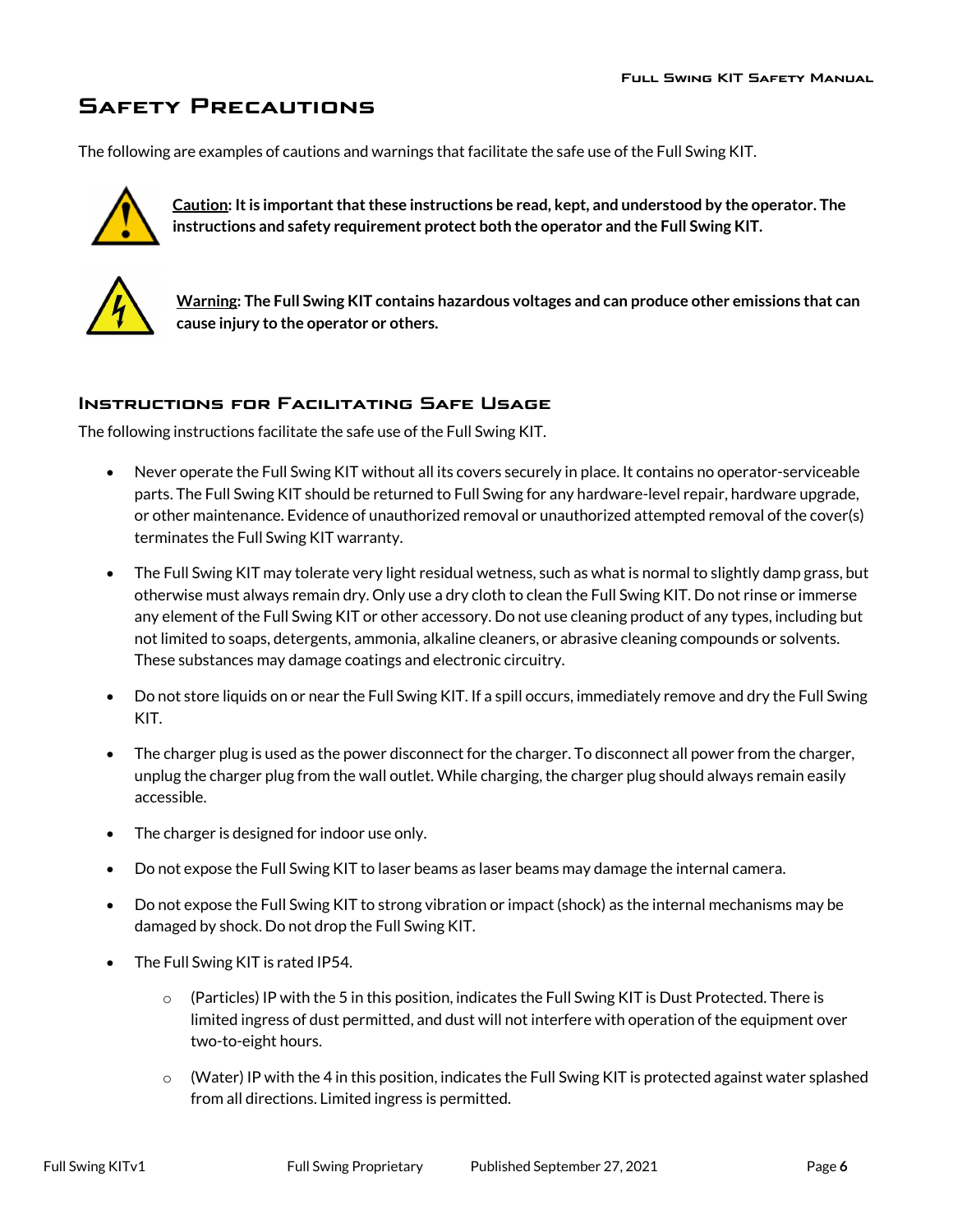# Safety Precautions

The following are examples of cautions and warnings that facilitate the safe use of the Full Swing KIT.

**Caution: It is important that these instructions be read, kept, and understood by the operator. The instructions and safety requirement protect both the operator and the Full Swing KIT.**

**Warning: The Full Swing KIT contains hazardous voltages and can produce other emissions that can cause injury to the operator or others.**

## Instructions for Facilitating Safe Usage

The following instructions facilitate the safe use of the Full Swing KIT.

- Never operate the Full Swing KIT without all its covers securely in place. It contains no operator-serviceable parts. The Full Swing KIT should be returned to Full Swing for any hardware-level repair, hardware upgrade, or other maintenance. Evidence of unauthorized removal or unauthorized attempted removal of the cover(s) terminates the Full Swing KIT warranty.
- The Full Swing KIT may tolerate very light residual wetness, such as what is normal to slightly damp grass, but otherwise must always remain dry. Only use a dry cloth to clean the Full Swing KIT. Do not rinse or immerse any element of the Full Swing KIT or other accessory. Do not use cleaning product of any types, including but not limited to soaps, detergents, ammonia, alkaline cleaners, or abrasive cleaning compounds or solvents. These substances may damage coatings and electronic circuitry.
- Do not store liquids on or near the Full Swing KIT. If a spill occurs, immediately remove and dry the Full Swing KIT.
- The charger plug is used as the power disconnect for the charger. To disconnect all power from the charger, unplug the charger plug from the wall outlet. While charging, the charger plug should always remain easily accessible.
- The charger is designed for indoor use only.
- Do not expose the Full Swing KIT to laser beams as laser beams may damage the internal camera.
- Do not expose the Full Swing KIT to strong vibration or impact (shock) as the internal mechanisms may be damaged by shock. Do not drop the Full Swing KIT.
- The Full Swing KIT is rated IP54.
  - (Particles) IP with the 5 in this position, indicates the Full Swing KIT is Dust Protected. There is limited ingress of dust permitted, and dust will not interfere with operation of the equipment over two-to-eight hours.
  - (Water) IP with the 4 in this position, indicates the Full Swing KIT is protected against water splashed from all directions. Limited ingress is permitted.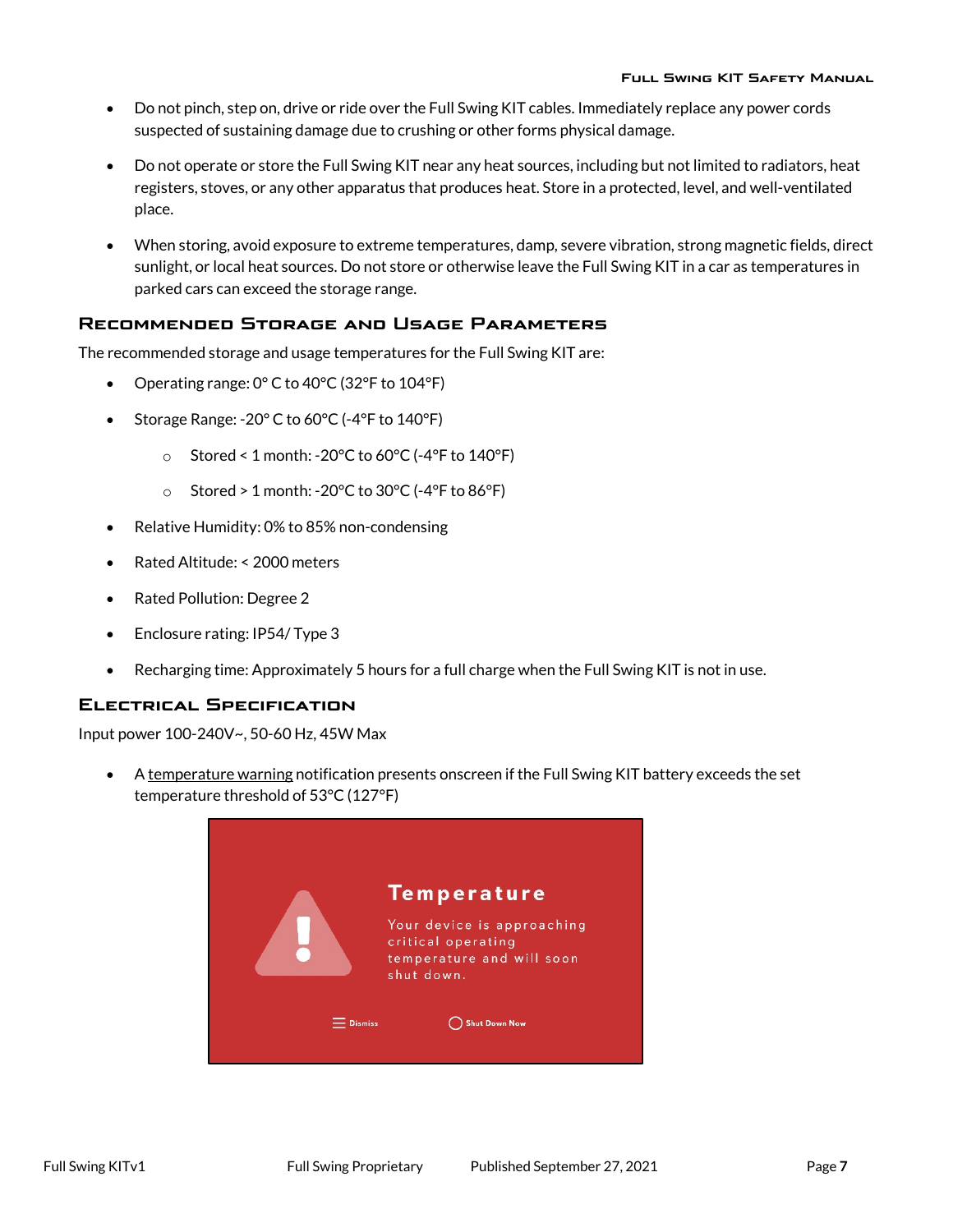- Do not pinch, step on, drive or ride over the Full Swing KIT cables. Immediately replace any power cords suspected of sustaining damage due to crushing or other forms physical damage.
- Do not operate or store the Full Swing KIT near any heat sources, including but not limited to radiators, heat registers, stoves, or any other apparatus that produces heat. Store in a protected, level, and well-ventilated place.
- When storing, avoid exposure to extreme temperatures, damp, severe vibration, strong magnetic fields, direct sunlight, or local heat sources. Do not store or otherwise leave the Full Swing KIT in a car as temperatures in parked cars can exceed the storage range.

## Recommended Storage and Usage Parameters

The recommended storage and usage temperatures for the Full Swing KIT are:

- Operating range: 0° C to 40°C (32°F to 104°F)
- Storage Range: -20° C to 60°C (-4°F to 140°F)
    - Stored < 1 month: -20°C to 60°C (-4°F to 140°F)
    - Stored > 1 month: -20°C to 30°C (-4°F to 86°F)
- Relative Humidity: 0% to 85% non-condensing
- Rated Altitude: < 2000 meters
- Rated Pollution: Degree 2
- Enclosure rating: IP54/ Type 3
- Recharging time: Approximately 5 hours for a full charge when the Full Swing KIT is not in use.

## Electrical Specification

Input power 100-240V~, 50-60 Hz, 45W Max

- A temperature warning notification presents onscreen if the Full Swing KIT battery exceeds the set temperature threshold of 53°C (127°F)

**Temperature**

Your device is approaching critical operating temperature and will soon shut down.

Dismiss | Shut Down Now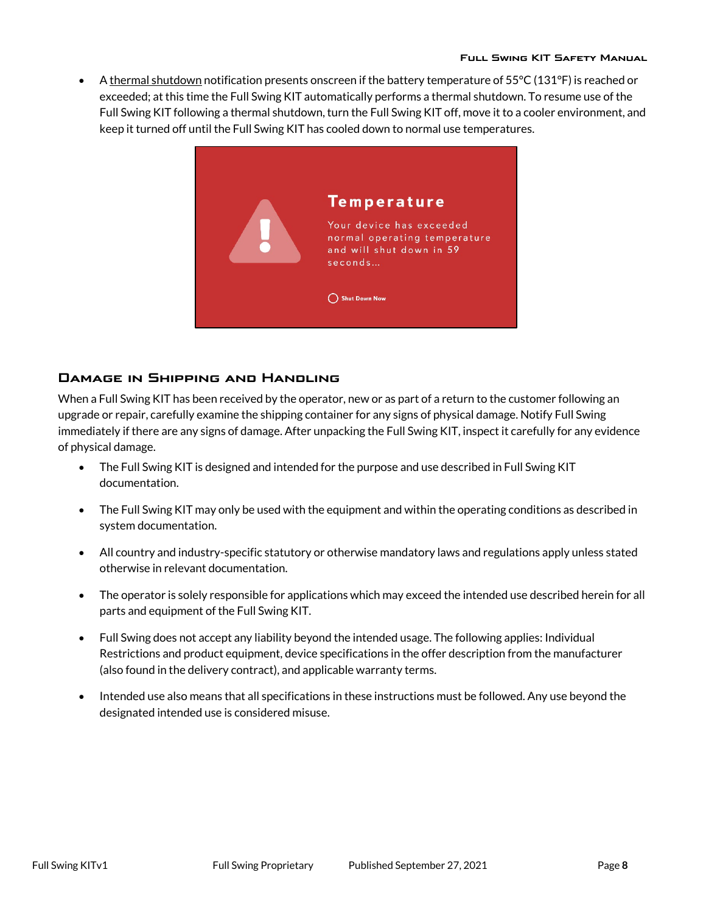- A thermal shutdown notification presents onscreen if the battery temperature of 55°C (131°F) is reached or exceeded; at this time the Full Swing KIT automatically performs a thermal shutdown. To resume use of the Full Swing KIT following a thermal shutdown, turn the Full Swing KIT off, move it to a cooler environment, and keep it turned off until the Full Swing KIT has cooled down to normal use temperatures.

## Damage in Shipping and Handling

When a Full Swing KIT has been received by the operator, new or as part of a return to the customer following an upgrade or repair, carefully examine the shipping container for any signs of physical damage. Notify Full Swing immediately if there are any signs of damage. After unpacking the Full Swing KIT, inspect it carefully for any evidence of physical damage.

- The Full Swing KIT is designed and intended for the purpose and use described in Full Swing KIT documentation.
- The Full Swing KIT may only be used with the equipment and within the operating conditions as described in system documentation.
- All country and industry-specific statutory or otherwise mandatory laws and regulations apply unless stated otherwise in relevant documentation.
- The operator is solely responsible for applications which may exceed the intended use described herein for all parts and equipment of the Full Swing KIT.
- Full Swing does not accept any liability beyond the intended usage. The following applies: Individual Restrictions and product equipment, device specifications in the offer description from the manufacturer (also found in the delivery contract), and applicable warranty terms.
- Intended use also means that all specifications in these instructions must be followed. Any use beyond the designated intended use is considered misuse.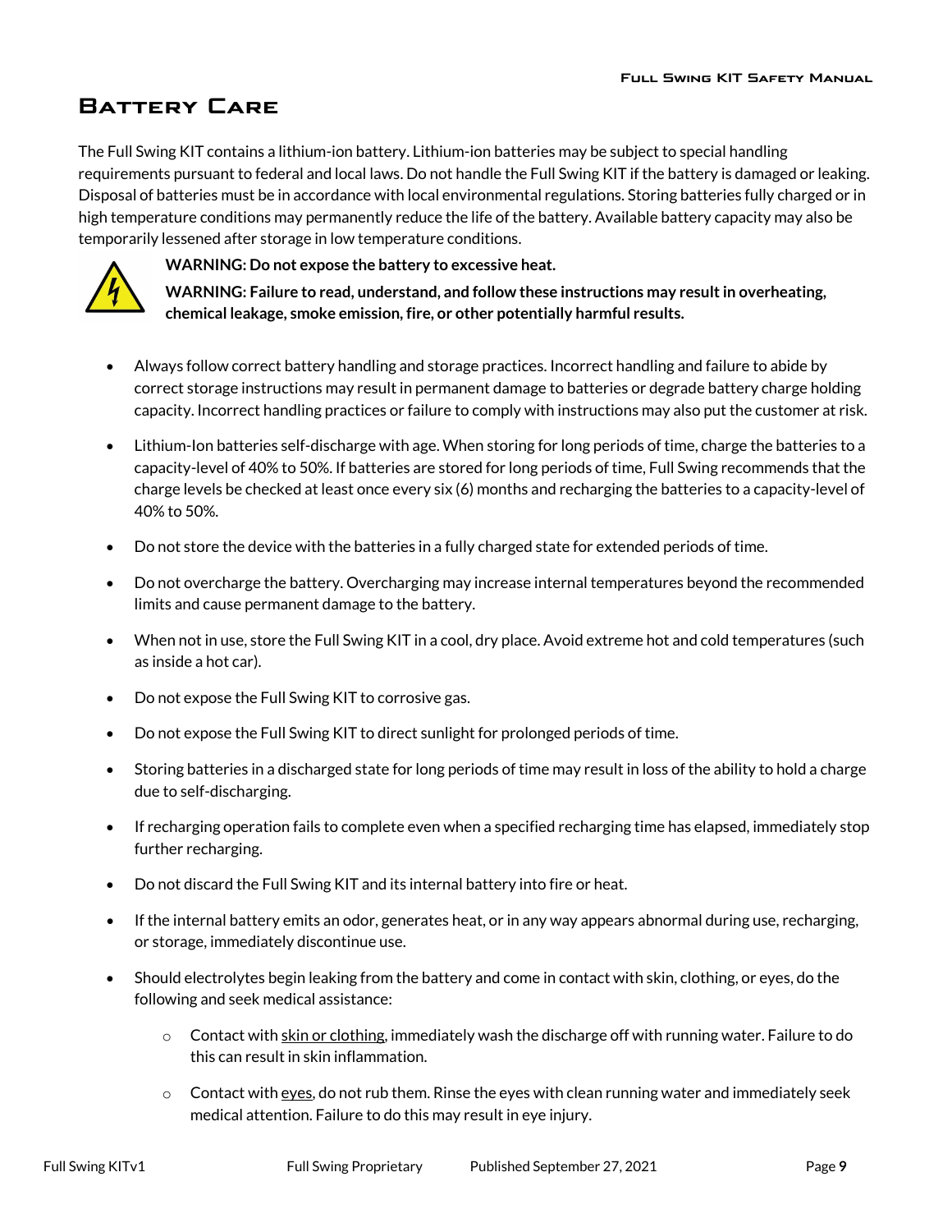# Battery Care

The Full Swing KIT contains a lithium-ion battery. Lithium-ion batteries may be subject to special handling requirements pursuant to federal and local laws. Do not handle the Full Swing KIT if the battery is damaged or leaking. Disposal of batteries must be in accordance with local environmental regulations. Storing batteries fully charged or in high temperature conditions may permanently reduce the life of the battery. Available battery capacity may also be temporarily lessened after storage in low temperature conditions.

**WARNING: Do not expose the battery to excessive heat.**

**WARNING: Failure to read, understand, and follow these instructions may result in overheating, chemical leakage, smoke emission, fire, or other potentially harmful results.**

- Always follow correct battery handling and storage practices. Incorrect handling and failure to abide by correct storage instructions may result in permanent damage to batteries or degrade battery charge holding capacity. Incorrect handling practices or failure to comply with instructions may also put the customer at risk.
- Lithium-Ion batteries self-discharge with age. When storing for long periods of time, charge the batteries to a capacity-level of 40% to 50%. If batteries are stored for long periods of time, Full Swing recommends that the charge levels be checked at least once every six (6) months and recharging the batteries to a capacity-level of 40% to 50%.
- Do not store the device with the batteries in a fully charged state for extended periods of time.
- Do not overcharge the battery. Overcharging may increase internal temperatures beyond the recommended limits and cause permanent damage to the battery.
- When not in use, store the Full Swing KIT in a cool, dry place. Avoid extreme hot and cold temperatures (such as inside a hot car).
- Do not expose the Full Swing KIT to corrosive gas.
- Do not expose the Full Swing KIT to direct sunlight for prolonged periods of time.
- Storing batteries in a discharged state for long periods of time may result in loss of the ability to hold a charge due to self-discharging.
- If recharging operation fails to complete even when a specified recharging time has elapsed, immediately stop further recharging.
- Do not discard the Full Swing KIT and its internal battery into fire or heat.
- If the internal battery emits an odor, generates heat, or in any way appears abnormal during use, recharging, or storage, immediately discontinue use.
- Should electrolytes begin leaking from the battery and come in contact with skin, clothing, or eyes, do the following and seek medical assistance:
  - Contact with <u>skin or clothing</u>, immediately wash the discharge off with running water. Failure to do this can result in skin inflammation.
  - Contact with <u>eyes</u>, do not rub them. Rinse the eyes with clean running water and immediately seek medical attention. Failure to do this may result in eye injury.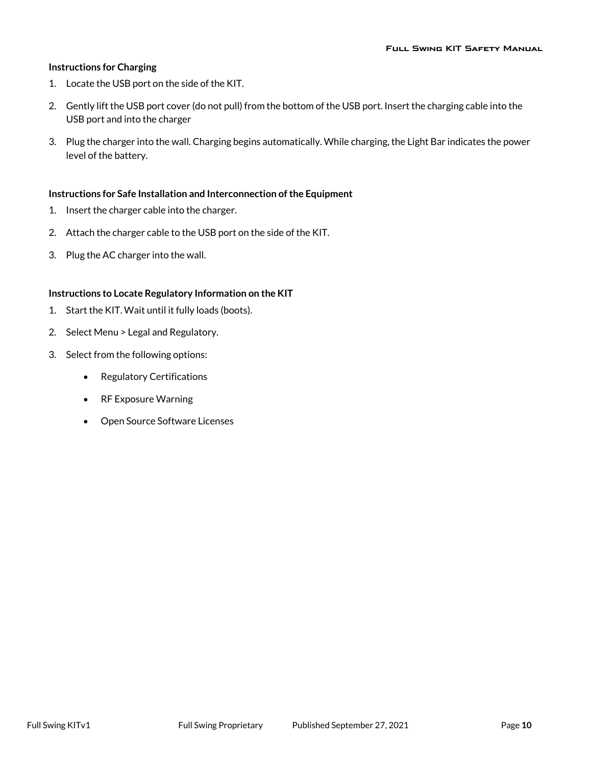**Instructions for Charging**

1. Locate the USB port on the side of the KIT.
2. Gently lift the USB port cover (do not pull) from the bottom of the USB port. Insert the charging cable into the USB port and into the charger
3. Plug the charger into the wall. Charging begins automatically. While charging, the Light Bar indicates the power level of the battery.

**Instructions for Safe Installation and Interconnection of the Equipment**

1. Insert the charger cable into the charger.
2. Attach the charger cable to the USB port on the side of the KIT.
3. Plug the AC charger into the wall.

**Instructions to Locate Regulatory Information on the KIT**

1. Start the KIT. Wait until it fully loads (boots).
2. Select Menu > Legal and Regulatory.
3. Select from the following options:
   - Regulatory Certifications
   - RF Exposure Warning
   - Open Source Software Licenses